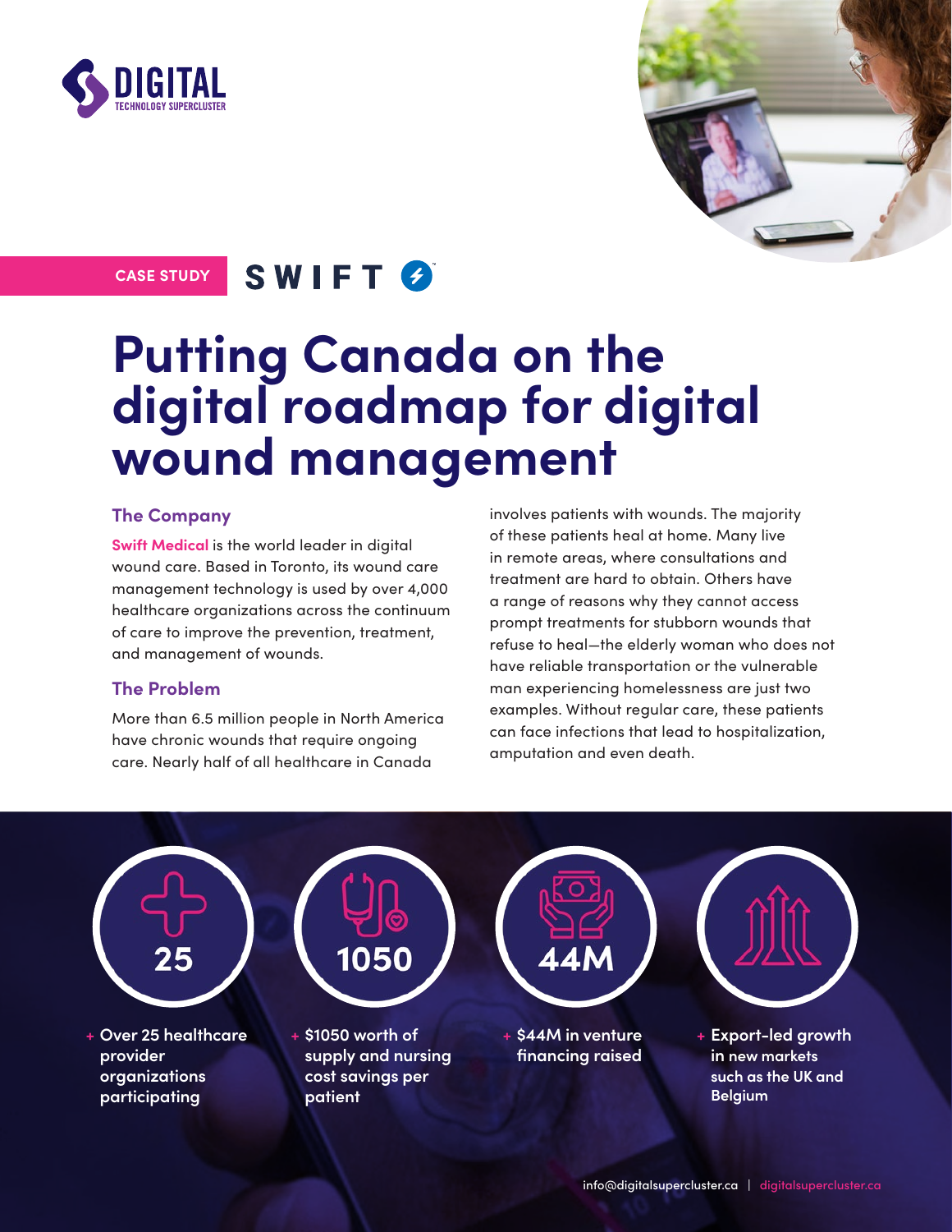CASE STUDY

# Putting Canada on the digital roadmap for digital wound management

## The Company

**Swift Medical** is the world leader in digital wound care. Based in Toronto, its wound care management technology is used by over 4,000 healthcare organizations across the continuum of care to improve the prevention, treatment, and management of wounds.

## The Problem

More than 6.5 million people in North America have chronic wounds that require ongoing care. Nearly half of all healthcare in Canada involves patients with wounds. The majority of these patients heal at home. Many live in remote areas, where consultations and treatment are hard to obtain. Others have a range of reasons why they cannot access prompt treatments for stubborn wounds that refuse to heal—the elderly woman who does not have reliable transportation or the vulnerable man experiencing homelessness are just two examples. Without regular care, these patients can face infections that lead to hospitalization, amputation and even death.

**25**
- Over 25 healthcare provider organizations participating

**1050**
- $1050 worth of supply and nursing cost savings per patient

**44M**
- $44M in venture financing raised

- Export-led growth in new markets such as the UK and Belgium

info@digitalsupercluster.ca | digitalsupercluster.ca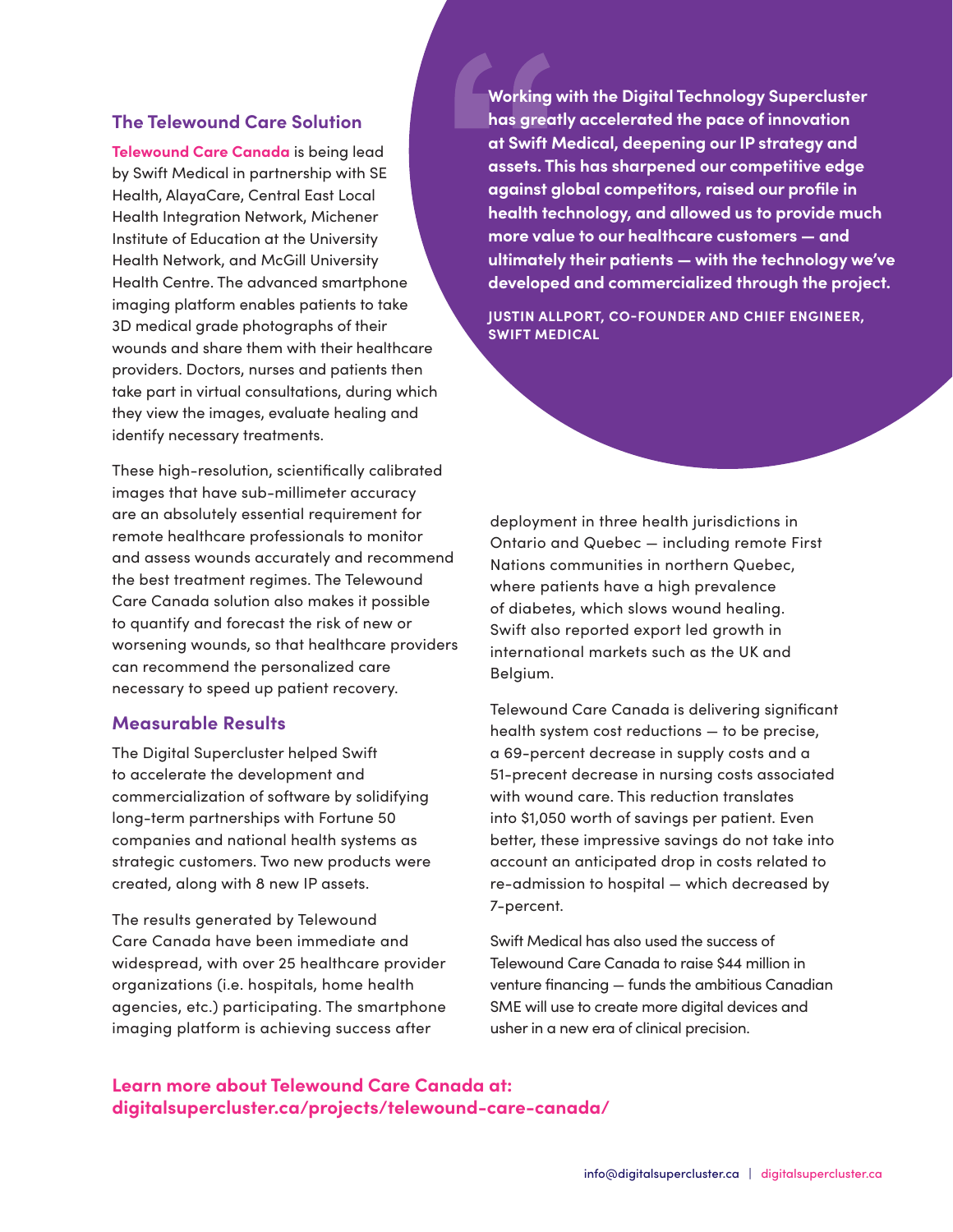## The Telewound Care Solution

**Telewound Care Canada** is being lead by Swift Medical in partnership with SE Health, AlayaCare, Central East Local Health Integration Network, Michener Institute of Education at the University Health Network, and McGill University Health Centre. The advanced smartphone imaging platform enables patients to take 3D medical grade photographs of their wounds and share them with their healthcare providers. Doctors, nurses and patients then take part in virtual consultations, during which they view the images, evaluate healing and identify necessary treatments.

These high-resolution, scientifically calibrated images that have sub-millimeter accuracy are an absolutely essential requirement for remote healthcare professionals to monitor and assess wounds accurately and recommend the best treatment regimes. The Telewound Care Canada solution also makes it possible to quantify and forecast the risk of new or worsening wounds, so that healthcare providers can recommend the personalized care necessary to speed up patient recovery.

> **Working with the Digital Technology Supercluster has greatly accelerated the pace of innovation at Swift Medical, deepening our IP strategy and assets. This has sharpened our competitive edge against global competitors, raised our profile in health technology, and allowed us to provide much more value to our healthcare customers — and ultimately their patients — with the technology we've developed and commercialized through the project.**
>
> **JUSTIN ALLPORT, CO-FOUNDER AND CHIEF ENGINEER, SWIFT MEDICAL**

## Measurable Results

The Digital Supercluster helped Swift to accelerate the development and commercialization of software by solidifying long-term partnerships with Fortune 50 companies and national health systems as strategic customers. Two new products were created, along with 8 new IP assets.

The results generated by Telewound Care Canada have been immediate and widespread, with over 25 healthcare provider organizations (i.e. hospitals, home health agencies, etc.) participating. The smartphone imaging platform is achieving success after deployment in three health jurisdictions in Ontario and Quebec — including remote First Nations communities in northern Quebec, where patients have a high prevalence of diabetes, which slows wound healing. Swift also reported export led growth in international markets such as the UK and Belgium.

Telewound Care Canada is delivering significant health system cost reductions — to be precise, a 69-percent decrease in supply costs and a 51-precent decrease in nursing costs associated with wound care. This reduction translates into $1,050 worth of savings per patient. Even better, these impressive savings do not take into account an anticipated drop in costs related to re-admission to hospital — which decreased by 7-percent.

Swift Medical has also used the success of Telewound Care Canada to raise $44 million in venture financing — funds the ambitious Canadian SME will use to create more digital devices and usher in a new era of clinical precision.

**Learn more about Telewound Care Canada at: digitalsupercluster.ca/projects/telewound-care-canada/**

info@digitalsupercluster.ca | digitalsupercluster.ca